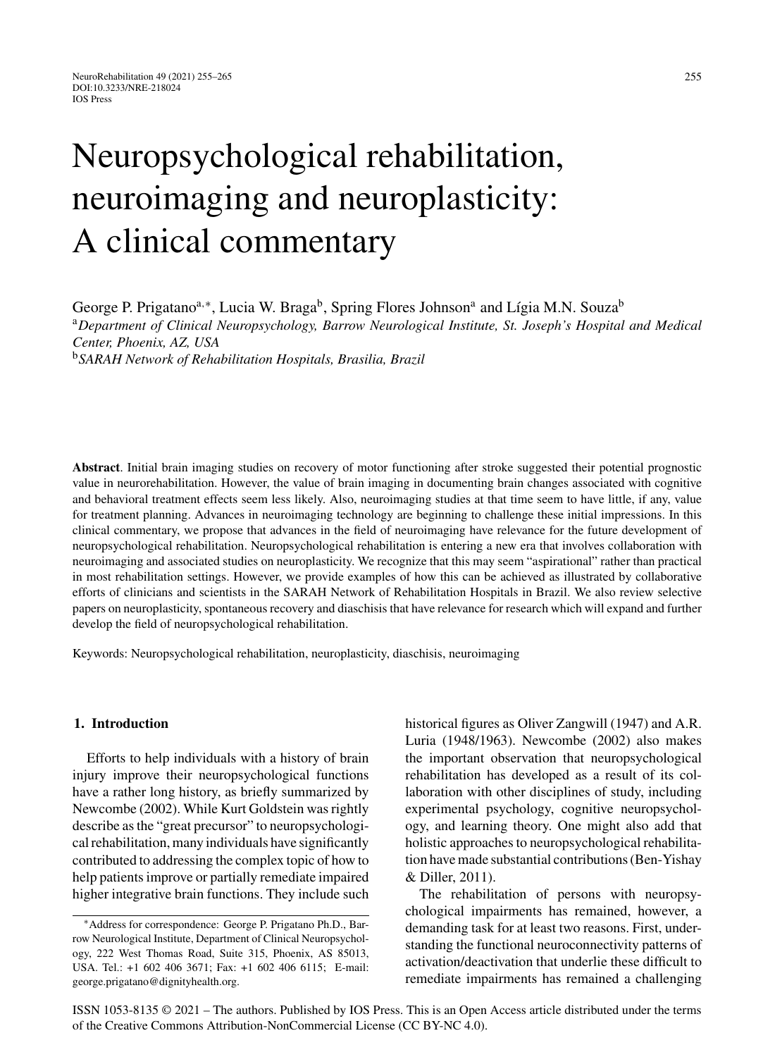# Neuropsychological rehabilitation, neuroimaging and neuroplasticity: A clinical commentary

George P. Prigatano[a,*], Lucia W. Braga[b], Spring Flores Johnson[a] and Lígia M.N. Souza[b]

[a]*Department of Clinical Neuropsychology, Barrow Neurological Institute, St. Joseph's Hospital and Medical Center, Phoenix, AZ, USA*

[b]*SARAH Network of Rehabilitation Hospitals, Brasilia, Brazil*

**Abstract**. Initial brain imaging studies on recovery of motor functioning after stroke suggested their potential prognostic value in neurorehabilitation. However, the value of brain imaging in documenting brain changes associated with cognitive and behavioral treatment effects seem less likely. Also, neuroimaging studies at that time seem to have little, if any, value for treatment planning. Advances in neuroimaging technology are beginning to challenge these initial impressions. In this clinical commentary, we propose that advances in the field of neuroimaging have relevance for the future development of neuropsychological rehabilitation. Neuropsychological rehabilitation is entering a new era that involves collaboration with neuroimaging and associated studies on neuroplasticity. We recognize that this may seem "aspirational" rather than practical in most rehabilitation settings. However, we provide examples of how this can be achieved as illustrated by collaborative efforts of clinicians and scientists in the SARAH Network of Rehabilitation Hospitals in Brazil. We also review selective papers on neuroplasticity, spontaneous recovery and diaschisis that have relevance for research which will expand and further develop the field of neuropsychological rehabilitation.

Keywords: Neuropsychological rehabilitation, neuroplasticity, diaschisis, neuroimaging

## 1. Introduction

Efforts to help individuals with a history of brain injury improve their neuropsychological functions have a rather long history, as briefly summarized by Newcombe (2002). While Kurt Goldstein was rightly describe as the "great precursor" to neuropsychological rehabilitation, many individuals have significantly contributed to addressing the complex topic of how to help patients improve or partially remediate impaired higher integrative brain functions. They include such historical figures as Oliver Zangwill (1947) and A.R. Luria (1948/1963). Newcombe (2002) also makes the important observation that neuropsychological rehabilitation has developed as a result of its collaboration with other disciplines of study, including experimental psychology, cognitive neuropsychology, and learning theory. One might also add that holistic approaches to neuropsychological rehabilitation have made substantial contributions (Ben-Yishay & Diller, 2011).

The rehabilitation of persons with neuropsychological impairments has remained, however, a demanding task for at least two reasons. First, understanding the functional neuroconnectivity patterns of activation/deactivation that underlie these difficult to remediate impairments has remained a challenging

*Address for correspondence: George P. Prigatano Ph.D., Barrow Neurological Institute, Department of Clinical Neuropsychology, 222 West Thomas Road, Suite 315, Phoenix, AS 85013, USA. Tel.: +1 602 406 3671; Fax: +1 602 406 6115; E-mail: george.prigatano@dignityhealth.org.

ISSN 1053-8135 © 2021 – The authors. Published by IOS Press. This is an Open Access article distributed under the terms of the Creative Commons Attribution-NonCommercial License (CC BY-NC 4.0).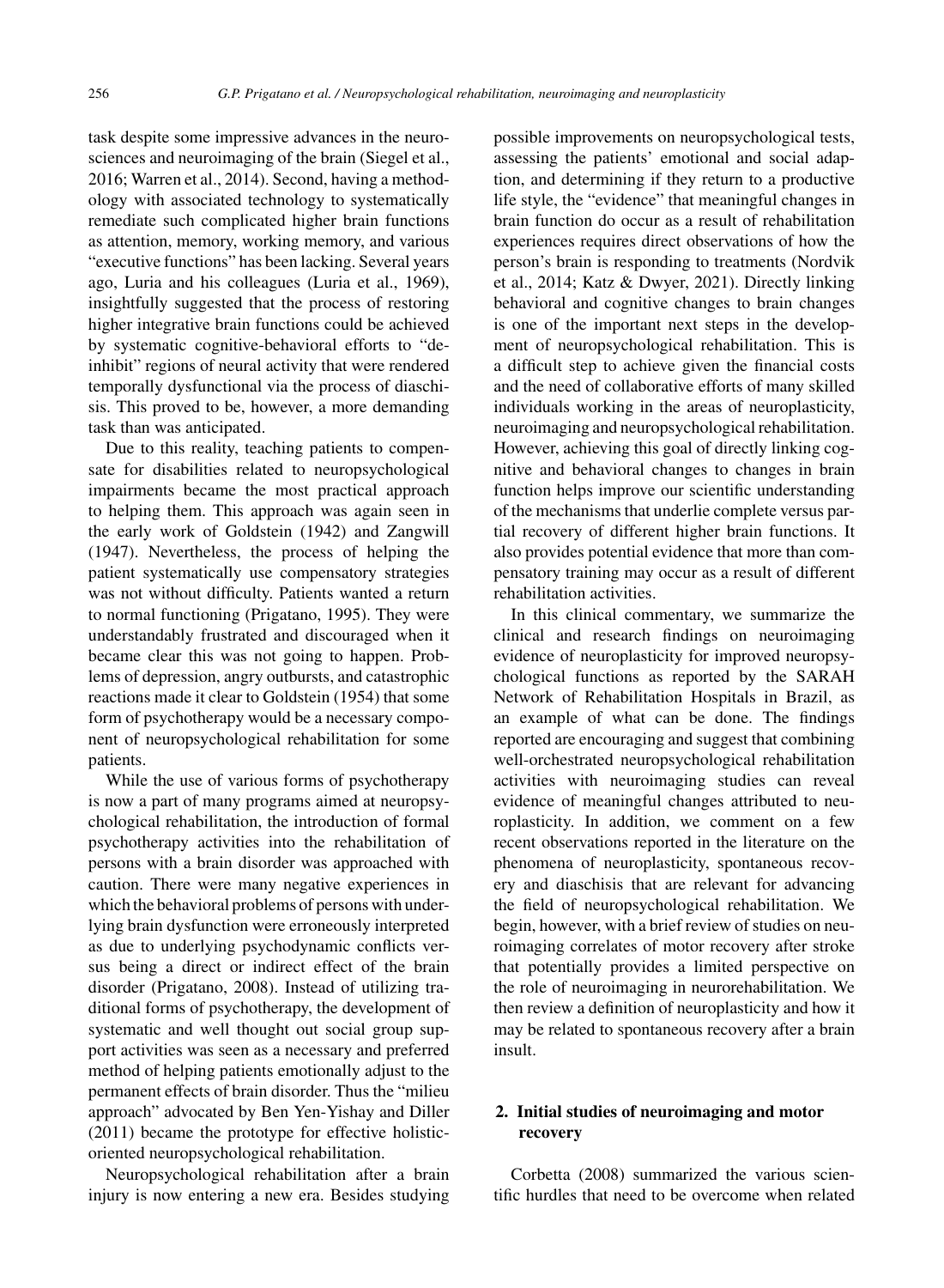task despite some impressive advances in the neurosciences and neuroimaging of the brain (Siegel et al., 2016; Warren et al., 2014). Second, having a methodology with associated technology to systematically remediate such complicated higher brain functions as attention, memory, working memory, and various "executive functions" has been lacking. Several years ago, Luria and his colleagues (Luria et al., 1969), insightfully suggested that the process of restoring higher integrative brain functions could be achieved by systematic cognitive-behavioral efforts to "de-inhibit" regions of neural activity that were rendered temporally dysfunctional via the process of diaschisis. This proved to be, however, a more demanding task than was anticipated.

Due to this reality, teaching patients to compensate for disabilities related to neuropsychological impairments became the most practical approach to helping them. This approach was again seen in the early work of Goldstein (1942) and Zangwill (1947). Nevertheless, the process of helping the patient systematically use compensatory strategies was not without difficulty. Patients wanted a return to normal functioning (Prigatano, 1995). They were understandably frustrated and discouraged when it became clear this was not going to happen. Problems of depression, angry outbursts, and catastrophic reactions made it clear to Goldstein (1954) that some form of psychotherapy would be a necessary component of neuropsychological rehabilitation for some patients.

While the use of various forms of psychotherapy is now a part of many programs aimed at neuropsychological rehabilitation, the introduction of formal psychotherapy activities into the rehabilitation of persons with a brain disorder was approached with caution. There were many negative experiences in which the behavioral problems of persons with underlying brain dysfunction were erroneously interpreted as due to underlying psychodynamic conflicts versus being a direct or indirect effect of the brain disorder (Prigatano, 2008). Instead of utilizing traditional forms of psychotherapy, the development of systematic and well thought out social group support activities was seen as a necessary and preferred method of helping patients emotionally adjust to the permanent effects of brain disorder. Thus the "milieu approach" advocated by Ben Yen-Yishay and Diller (2011) became the prototype for effective holistic-oriented neuropsychological rehabilitation.

Neuropsychological rehabilitation after a brain injury is now entering a new era. Besides studying possible improvements on neuropsychological tests, assessing the patients' emotional and social adaption, and determining if they return to a productive life style, the "evidence" that meaningful changes in brain function do occur as a result of rehabilitation experiences requires direct observations of how the person's brain is responding to treatments (Nordvik et al., 2014; Katz & Dwyer, 2021). Directly linking behavioral and cognitive changes to brain changes is one of the important next steps in the development of neuropsychological rehabilitation. This is a difficult step to achieve given the financial costs and the need of collaborative efforts of many skilled individuals working in the areas of neuroplasticity, neuroimaging and neuropsychological rehabilitation. However, achieving this goal of directly linking cognitive and behavioral changes to changes in brain function helps improve our scientific understanding of the mechanisms that underlie complete versus partial recovery of different higher brain functions. It also provides potential evidence that more than compensatory training may occur as a result of different rehabilitation activities.

In this clinical commentary, we summarize the clinical and research findings on neuroimaging evidence of neuroplasticity for improved neuropsychological functions as reported by the SARAH Network of Rehabilitation Hospitals in Brazil, as an example of what can be done. The findings reported are encouraging and suggest that combining well-orchestrated neuropsychological rehabilitation activities with neuroimaging studies can reveal evidence of meaningful changes attributed to neuroplasticity. In addition, we comment on a few recent observations reported in the literature on the phenomena of neuroplasticity, spontaneous recovery and diaschisis that are relevant for advancing the field of neuropsychological rehabilitation. We begin, however, with a brief review of studies on neuroimaging correlates of motor recovery after stroke that potentially provides a limited perspective on the role of neuroimaging in neurorehabilitation. We then review a definition of neuroplasticity and how it may be related to spontaneous recovery after a brain insult.

## 2. Initial studies of neuroimaging and motor recovery

Corbetta (2008) summarized the various scientific hurdles that need to be overcome when related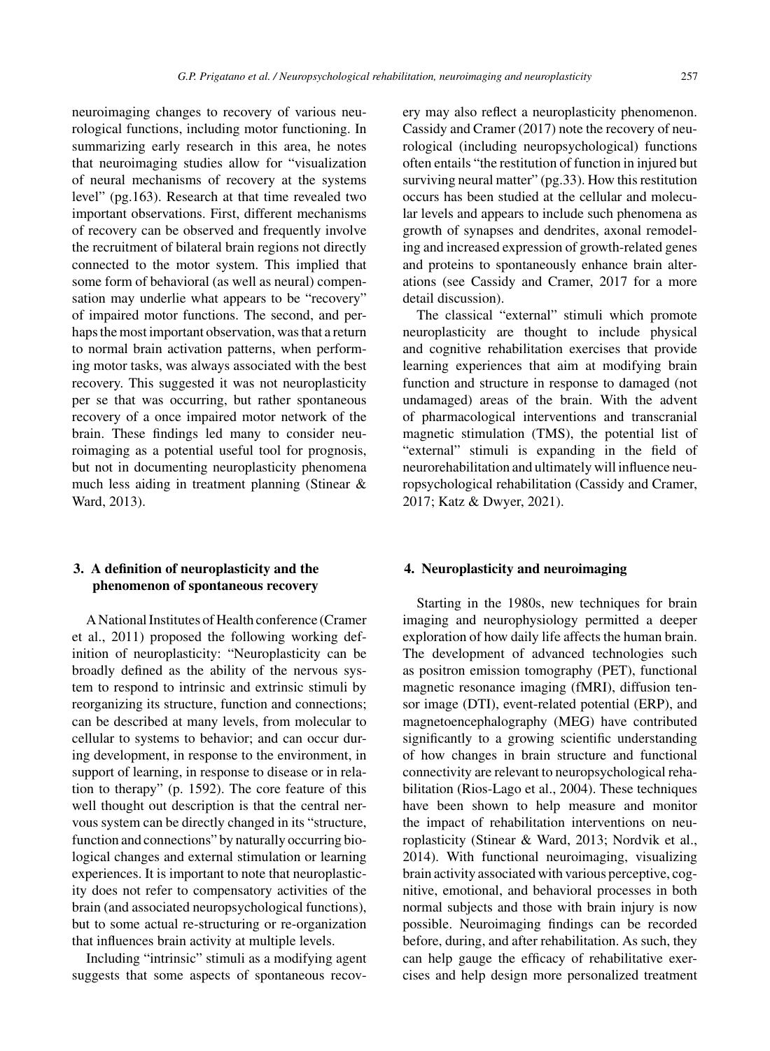neuroimaging changes to recovery of various neurological functions, including motor functioning. In summarizing early research in this area, he notes that neuroimaging studies allow for "visualization of neural mechanisms of recovery at the systems level" (pg.163). Research at that time revealed two important observations. First, different mechanisms of recovery can be observed and frequently involve the recruitment of bilateral brain regions not directly connected to the motor system. This implied that some form of behavioral (as well as neural) compensation may underlie what appears to be "recovery" of impaired motor functions. The second, and perhaps the most important observation, was that a return to normal brain activation patterns, when performing motor tasks, was always associated with the best recovery. This suggested it was not neuroplasticity per se that was occurring, but rather spontaneous recovery of a once impaired motor network of the brain. These findings led many to consider neuroimaging as a potential useful tool for prognosis, but not in documenting neuroplasticity phenomena much less aiding in treatment planning (Stinear & Ward, 2013).

## 3. A definition of neuroplasticity and the phenomenon of spontaneous recovery

A National Institutes of Health conference (Cramer et al., 2011) proposed the following working definition of neuroplasticity: "Neuroplasticity can be broadly defined as the ability of the nervous system to respond to intrinsic and extrinsic stimuli by reorganizing its structure, function and connections; can be described at many levels, from molecular to cellular to systems to behavior; and can occur during development, in response to the environment, in support of learning, in response to disease or in relation to therapy" (p. 1592). The core feature of this well thought out description is that the central nervous system can be directly changed in its "structure, function and connections" by naturally occurring biological changes and external stimulation or learning experiences. It is important to note that neuroplasticity does not refer to compensatory activities of the brain (and associated neuropsychological functions), but to some actual re-structuring or re-organization that influences brain activity at multiple levels.

Including "intrinsic" stimuli as a modifying agent suggests that some aspects of spontaneous recovery may also reflect a neuroplasticity phenomenon. Cassidy and Cramer (2017) note the recovery of neurological (including neuropsychological) functions often entails "the restitution of function in injured but surviving neural matter" (pg.33). How this restitution occurs has been studied at the cellular and molecular levels and appears to include such phenomena as growth of synapses and dendrites, axonal remodeling and increased expression of growth-related genes and proteins to spontaneously enhance brain alterations (see Cassidy and Cramer, 2017 for a more detail discussion).

The classical "external" stimuli which promote neuroplasticity are thought to include physical and cognitive rehabilitation exercises that provide learning experiences that aim at modifying brain function and structure in response to damaged (not undamaged) areas of the brain. With the advent of pharmacological interventions and transcranial magnetic stimulation (TMS), the potential list of "external" stimuli is expanding in the field of neurorehabilitation and ultimately will influence neuropsychological rehabilitation (Cassidy and Cramer, 2017; Katz & Dwyer, 2021).

## 4. Neuroplasticity and neuroimaging

Starting in the 1980s, new techniques for brain imaging and neurophysiology permitted a deeper exploration of how daily life affects the human brain. The development of advanced technologies such as positron emission tomography (PET), functional magnetic resonance imaging (fMRI), diffusion tensor image (DTI), event-related potential (ERP), and magnetoencephalography (MEG) have contributed significantly to a growing scientific understanding of how changes in brain structure and functional connectivity are relevant to neuropsychological rehabilitation (Rios-Lago et al., 2004). These techniques have been shown to help measure and monitor the impact of rehabilitation interventions on neuroplasticity (Stinear & Ward, 2013; Nordvik et al., 2014). With functional neuroimaging, visualizing brain activity associated with various perceptive, cognitive, emotional, and behavioral processes in both normal subjects and those with brain injury is now possible. Neuroimaging findings can be recorded before, during, and after rehabilitation. As such, they can help gauge the efficacy of rehabilitative exercises and help design more personalized treatment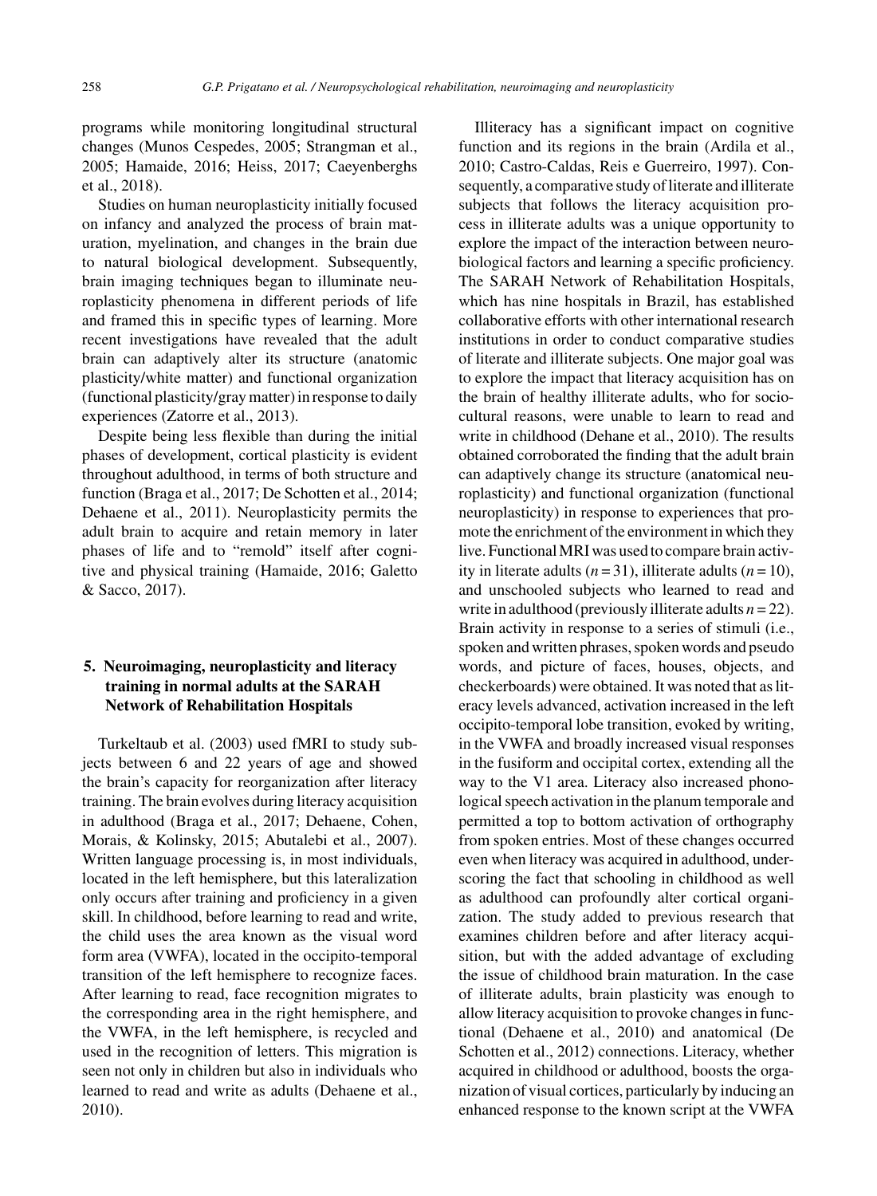programs while monitoring longitudinal structural changes (Munos Cespedes, 2005; Strangman et al., 2005; Hamaide, 2016; Heiss, 2017; Caeyenberghs et al., 2018).

Studies on human neuroplasticity initially focused on infancy and analyzed the process of brain maturation, myelination, and changes in the brain due to natural biological development. Subsequently, brain imaging techniques began to illuminate neuroplasticity phenomena in different periods of life and framed this in specific types of learning. More recent investigations have revealed that the adult brain can adaptively alter its structure (anatomic plasticity/white matter) and functional organization (functional plasticity/gray matter) in response to daily experiences (Zatorre et al., 2013).

Despite being less flexible than during the initial phases of development, cortical plasticity is evident throughout adulthood, in terms of both structure and function (Braga et al., 2017; De Schotten et al., 2014; Dehaene et al., 2011). Neuroplasticity permits the adult brain to acquire and retain memory in later phases of life and to "remold" itself after cognitive and physical training (Hamaide, 2016; Galetto & Sacco, 2017).

## 5. Neuroimaging, neuroplasticity and literacy training in normal adults at the SARAH Network of Rehabilitation Hospitals

Turkeltaub et al. (2003) used fMRI to study subjects between 6 and 22 years of age and showed the brain's capacity for reorganization after literacy training. The brain evolves during literacy acquisition in adulthood (Braga et al., 2017; Dehaene, Cohen, Morais, & Kolinsky, 2015; Abutalebi et al., 2007). Written language processing is, in most individuals, located in the left hemisphere, but this lateralization only occurs after training and proficiency in a given skill. In childhood, before learning to read and write, the child uses the area known as the visual word form area (VWFA), located in the occipito-temporal transition of the left hemisphere to recognize faces. After learning to read, face recognition migrates to the corresponding area in the right hemisphere, and the VWFA, in the left hemisphere, is recycled and used in the recognition of letters. This migration is seen not only in children but also in individuals who learned to read and write as adults (Dehaene et al., 2010).

Illiteracy has a significant impact on cognitive function and its regions in the brain (Ardila et al., 2010; Castro-Caldas, Reis e Guerreiro, 1997). Consequently, a comparative study of literate and illiterate subjects that follows the literacy acquisition process in illiterate adults was a unique opportunity to explore the impact of the interaction between neurobiological factors and learning a specific proficiency. The SARAH Network of Rehabilitation Hospitals, which has nine hospitals in Brazil, has established collaborative efforts with other international research institutions in order to conduct comparative studies of literate and illiterate subjects. One major goal was to explore the impact that literacy acquisition has on the brain of healthy illiterate adults, who for sociocultural reasons, were unable to learn to read and write in childhood (Dehane et al., 2010). The results obtained corroborated the finding that the adult brain can adaptively change its structure (anatomical neuroplasticity) and functional organization (functional neuroplasticity) in response to experiences that promote the enrichment of the environment in which they live. Functional MRI was used to compare brain activity in literate adults ($n = 31$), illiterate adults ($n = 10$), and unschooled subjects who learned to read and write in adulthood (previously illiterate adults $n = 22$). Brain activity in response to a series of stimuli (i.e., spoken and written phrases, spoken words and pseudo words, and picture of faces, houses, objects, and checkerboards) were obtained. It was noted that as literacy levels advanced, activation increased in the left occipito-temporal lobe transition, evoked by writing, in the VWFA and broadly increased visual responses in the fusiform and occipital cortex, extending all the way to the V1 area. Literacy also increased phonological speech activation in the planum temporale and permitted a top to bottom activation of orthography from spoken entries. Most of these changes occurred even when literacy was acquired in adulthood, underscoring the fact that schooling in childhood as well as adulthood can profoundly alter cortical organization. The study added to previous research that examines children before and after literacy acquisition, but with the added advantage of excluding the issue of childhood brain maturation. In the case of illiterate adults, brain plasticity was enough to allow literacy acquisition to provoke changes in functional (Dehaene et al., 2010) and anatomical (De Schotten et al., 2012) connections. Literacy, whether acquired in childhood or adulthood, boosts the organization of visual cortices, particularly by inducing an enhanced response to the known script at the VWFA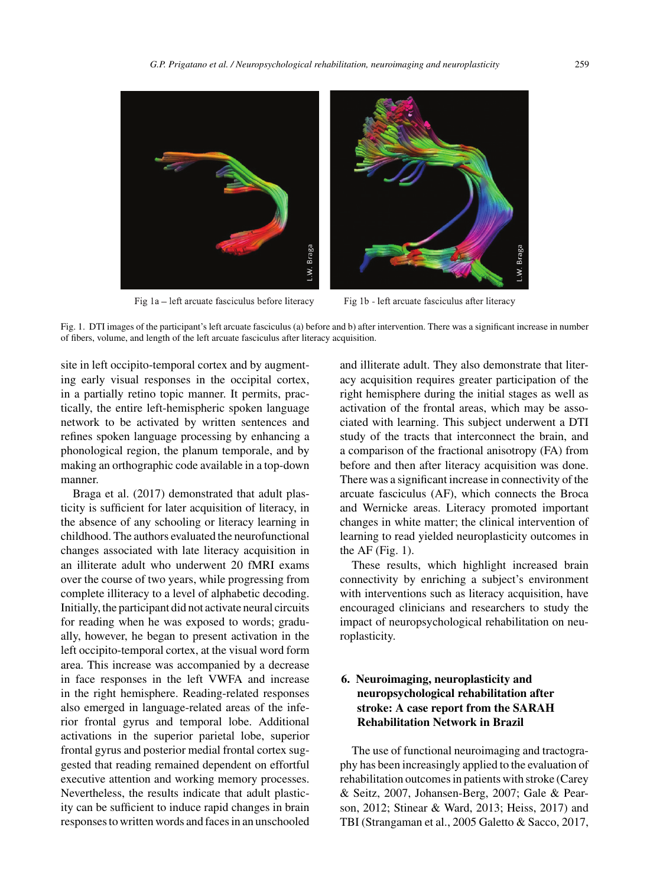Fig 1a – left arcuate fasciculus before literacy

Fig 1b - left arcuate fasciculus after literacy

Fig. 1. DTI images of the participant's left arcuate fasciculus (a) before and b) after intervention. There was a significant increase in number of fibers, volume, and length of the left arcuate fasciculus after literacy acquisition.

site in left occipito-temporal cortex and by augmenting early visual responses in the occipital cortex, in a partially retino topic manner. It permits, practically, the entire left-hemispheric spoken language network to be activated by written sentences and refines spoken language processing by enhancing a phonological region, the planum temporale, and by making an orthographic code available in a top-down manner.

Braga et al. (2017) demonstrated that adult plasticity is sufficient for later acquisition of literacy, in the absence of any schooling or literacy learning in childhood. The authors evaluated the neurofunctional changes associated with late literacy acquisition in an illiterate adult who underwent 20 fMRI exams over the course of two years, while progressing from complete illiteracy to a level of alphabetic decoding. Initially, the participant did not activate neural circuits for reading when he was exposed to words; gradually, however, he began to present activation in the left occipito-temporal cortex, at the visual word form area. This increase was accompanied by a decrease in face responses in the left VWFA and increase in the right hemisphere. Reading-related responses also emerged in language-related areas of the inferior frontal gyrus and temporal lobe. Additional activations in the superior parietal lobe, superior frontal gyrus and posterior medial frontal cortex suggested that reading remained dependent on effortful executive attention and working memory processes. Nevertheless, the results indicate that adult plasticity can be sufficient to induce rapid changes in brain responses to written words and faces in an unschooled and illiterate adult. They also demonstrate that literacy acquisition requires greater participation of the right hemisphere during the initial stages as well as activation of the frontal areas, which may be associated with learning. This subject underwent a DTI study of the tracts that interconnect the brain, and a comparison of the fractional anisotropy (FA) from before and then after literacy acquisition was done. There was a significant increase in connectivity of the arcuate fasciculus (AF), which connects the Broca and Wernicke areas. Literacy promoted important changes in white matter; the clinical intervention of learning to read yielded neuroplasticity outcomes in the AF (Fig. 1).

These results, which highlight increased brain connectivity by enriching a subject's environment with interventions such as literacy acquisition, have encouraged clinicians and researchers to study the impact of neuropsychological rehabilitation on neuroplasticity.

## 6. Neuroimaging, neuroplasticity and neuropsychological rehabilitation after stroke: A case report from the SARAH Rehabilitation Network in Brazil

The use of functional neuroimaging and tractography has been increasingly applied to the evaluation of rehabilitation outcomes in patients with stroke (Carey & Seitz, 2007, Johansen-Berg, 2007; Gale & Pearson, 2012; Stinear & Ward, 2013; Heiss, 2017) and TBI (Strangaman et al., 2005 Galetto & Sacco, 2017,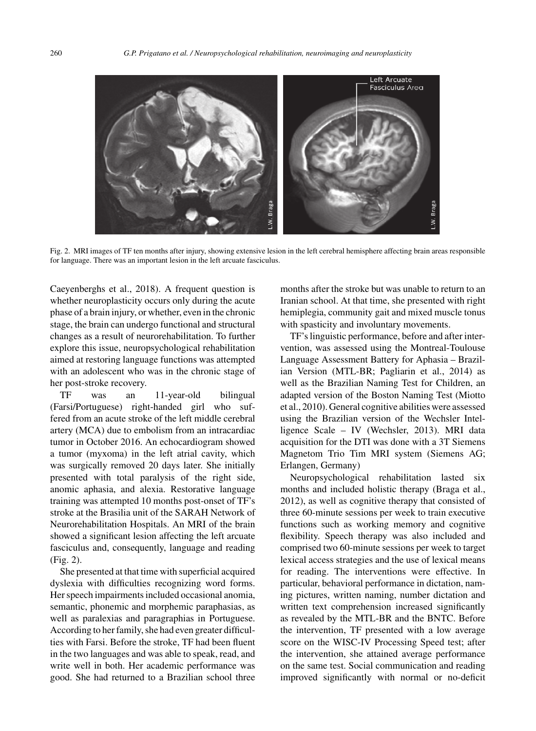Fig. 2. MRI images of TF ten months after injury, showing extensive lesion in the left cerebral hemisphere affecting brain areas responsible for language. There was an important lesion in the left arcuate fasciculus.

Caeyenberghs et al., 2018). A frequent question is whether neuroplasticity occurs only during the acute phase of a brain injury, or whether, even in the chronic stage, the brain can undergo functional and structural changes as a result of neurorehabilitation. To further explore this issue, neuropsychological rehabilitation aimed at restoring language functions was attempted with an adolescent who was in the chronic stage of her post-stroke recovery.

TF was an 11-year-old bilingual (Farsi/Portuguese) right-handed girl who suffered from an acute stroke of the left middle cerebral artery (MCA) due to embolism from an intracardiac tumor in October 2016. An echocardiogram showed a tumor (myxoma) in the left atrial cavity, which was surgically removed 20 days later. She initially presented with total paralysis of the right side, anomic aphasia, and alexia. Restorative language training was attempted 10 months post-onset of TF's stroke at the Brasilia unit of the SARAH Network of Neurorehabilitation Hospitals. An MRI of the brain showed a significant lesion affecting the left arcuate fasciculus and, consequently, language and reading (Fig. 2).

She presented at that time with superficial acquired dyslexia with difficulties recognizing word forms. Her speech impairments included occasional anomia, semantic, phonemic and morphemic paraphasias, as well as paralexias and paragraphias in Portuguese. According to her family, she had even greater difficulties with Farsi. Before the stroke, TF had been fluent in the two languages and was able to speak, read, and write well in both. Her academic performance was good. She had returned to a Brazilian school three months after the stroke but was unable to return to an Iranian school. At that time, she presented with right hemiplegia, community gait and mixed muscle tonus with spasticity and involuntary movements.

TF's linguistic performance, before and after intervention, was assessed using the Montreal-Toulouse Language Assessment Battery for Aphasia – Brazilian Version (MTL-BR; Pagliarin et al., 2014) as well as the Brazilian Naming Test for Children, an adapted version of the Boston Naming Test (Miotto et al., 2010). General cognitive abilities were assessed using the Brazilian version of the Wechsler Intelligence Scale – IV (Wechsler, 2013). MRI data acquisition for the DTI was done with a 3T Siemens Magnetom Trio Tim MRI system (Siemens AG; Erlangen, Germany)

Neuropsychological rehabilitation lasted six months and included holistic therapy (Braga et al., 2012), as well as cognitive therapy that consisted of three 60-minute sessions per week to train executive functions such as working memory and cognitive flexibility. Speech therapy was also included and comprised two 60-minute sessions per week to target lexical access strategies and the use of lexical means for reading. The interventions were effective. In particular, behavioral performance in dictation, naming pictures, written naming, number dictation and written text comprehension increased significantly as revealed by the MTL-BR and the BNTC. Before the intervention, TF presented with a low average score on the WISC-IV Processing Speed test; after the intervention, she attained average performance on the same test. Social communication and reading improved significantly with normal or no-deficit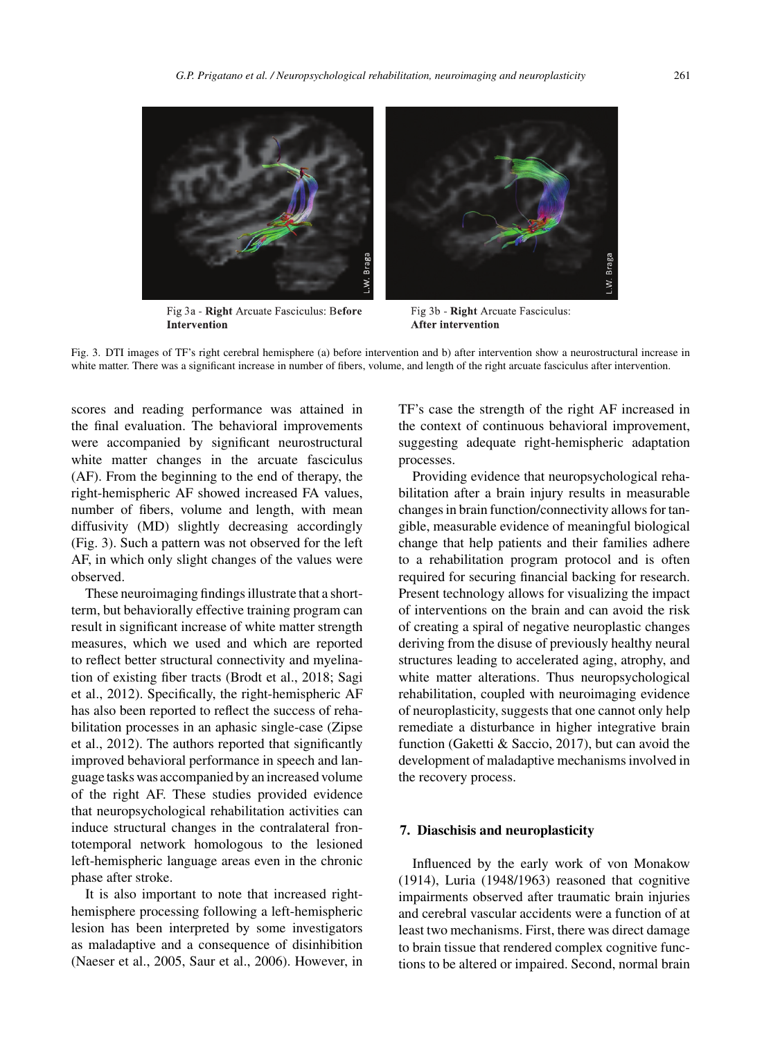Fig 3a - **Right** Arcuate Fasciculus: B**efore Intervention**

Fig 3b - **Right** Arcuate Fasciculus: **After intervention**

Fig. 3. DTI images of TF's right cerebral hemisphere (a) before intervention and b) after intervention show a neurostructural increase in white matter. There was a significant increase in number of fibers, volume, and length of the right arcuate fasciculus after intervention.

scores and reading performance was attained in the final evaluation. The behavioral improvements were accompanied by significant neurostructural white matter changes in the arcuate fasciculus (AF). From the beginning to the end of therapy, the right-hemispheric AF showed increased FA values, number of fibers, volume and length, with mean diffusivity (MD) slightly decreasing accordingly (Fig. 3). Such a pattern was not observed for the left AF, in which only slight changes of the values were observed.

These neuroimaging findings illustrate that a short-term, but behaviorally effective training program can result in significant increase of white matter strength measures, which we used and which are reported to reflect better structural connectivity and myelination of existing fiber tracts (Brodt et al., 2018; Sagi et al., 2012). Specifically, the right-hemispheric AF has also been reported to reflect the success of rehabilitation processes in an aphasic single-case (Zipse et al., 2012). The authors reported that significantly improved behavioral performance in speech and language tasks was accompanied by an increased volume of the right AF. These studies provided evidence that neuropsychological rehabilitation activities can induce structural changes in the contralateral frontotemporal network homologous to the lesioned left-hemispheric language areas even in the chronic phase after stroke.

It is also important to note that increased right-hemisphere processing following a left-hemispheric lesion has been interpreted by some investigators as maladaptive and a consequence of disinhibition (Naeser et al., 2005, Saur et al., 2006). However, in TF's case the strength of the right AF increased in the context of continuous behavioral improvement, suggesting adequate right-hemispheric adaptation processes.

Providing evidence that neuropsychological rehabilitation after a brain injury results in measurable changes in brain function/connectivity allows for tangible, measurable evidence of meaningful biological change that help patients and their families adhere to a rehabilitation program protocol and is often required for securing financial backing for research. Present technology allows for visualizing the impact of interventions on the brain and can avoid the risk of creating a spiral of negative neuroplastic changes deriving from the disuse of previously healthy neural structures leading to accelerated aging, atrophy, and white matter alterations. Thus neuropsychological rehabilitation, coupled with neuroimaging evidence of neuroplasticity, suggests that one cannot only help remediate a disturbance in higher integrative brain function (Gaketti & Saccio, 2017), but can avoid the development of maladaptive mechanisms involved in the recovery process.

## 7. Diaschisis and neuroplasticity

Influenced by the early work of von Monakow (1914), Luria (1948/1963) reasoned that cognitive impairments observed after traumatic brain injuries and cerebral vascular accidents were a function of at least two mechanisms. First, there was direct damage to brain tissue that rendered complex cognitive functions to be altered or impaired. Second, normal brain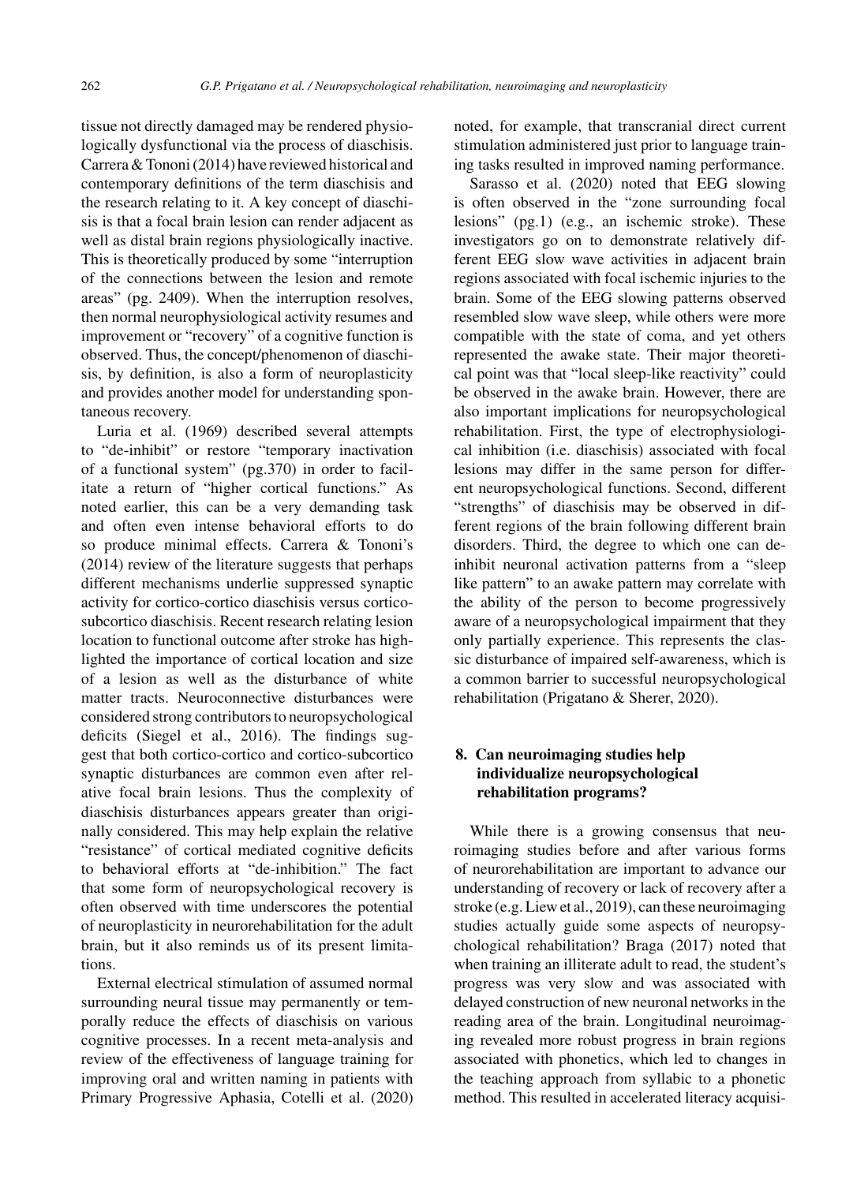tissue not directly damaged may be rendered physiologically dysfunctional via the process of diaschisis. Carrera & Tononi (2014) have reviewed historical and contemporary definitions of the term diaschisis and the research relating to it. A key concept of diaschisis is that a focal brain lesion can render adjacent as well as distal brain regions physiologically inactive. This is theoretically produced by some "interruption of the connections between the lesion and remote areas" (pg. 2409). When the interruption resolves, then normal neurophysiological activity resumes and improvement or "recovery" of a cognitive function is observed. Thus, the concept/phenomenon of diaschisis, by definition, is also a form of neuroplasticity and provides another model for understanding spontaneous recovery.

Luria et al. (1969) described several attempts to "de-inhibit" or restore "temporary inactivation of a functional system" (pg.370) in order to facilitate a return of "higher cortical functions." As noted earlier, this can be a very demanding task and often even intense behavioral efforts to do so produce minimal effects. Carrera & Tononi's (2014) review of the literature suggests that perhaps different mechanisms underlie suppressed synaptic activity for cortico-cortico diaschisis versus cortico-subcortico diaschisis. Recent research relating lesion location to functional outcome after stroke has highlighted the importance of cortical location and size of a lesion as well as the disturbance of white matter tracts. Neuroconnective disturbances were considered strong contributors to neuropsychological deficits (Siegel et al., 2016). The findings suggest that both cortico-cortico and cortico-subcortico synaptic disturbances are common even after relative focal brain lesions. Thus the complexity of diaschisis disturbances appears greater than originally considered. This may help explain the relative "resistance" of cortical mediated cognitive deficits to behavioral efforts at "de-inhibition." The fact that some form of neuropsychological recovery is often observed with time underscores the potential of neuroplasticity in neurorehabilitation for the adult brain, but it also reminds us of its present limitations.

External electrical stimulation of assumed normal surrounding neural tissue may permanently or temporally reduce the effects of diaschisis on various cognitive processes. In a recent meta-analysis and review of the effectiveness of language training for improving oral and written naming in patients with Primary Progressive Aphasia, Cotelli et al. (2020) noted, for example, that transcranial direct current stimulation administered just prior to language training tasks resulted in improved naming performance.

Sarasso et al. (2020) noted that EEG slowing is often observed in the "zone surrounding focal lesions" (pg.1) (e.g., an ischemic stroke). These investigators go on to demonstrate relatively different EEG slow wave activities in adjacent brain regions associated with focal ischemic injuries to the brain. Some of the EEG slowing patterns observed resembled slow wave sleep, while others were more compatible with the state of coma, and yet others represented the awake state. Their major theoretical point was that "local sleep-like reactivity" could be observed in the awake brain. However, there are also important implications for neuropsychological rehabilitation. First, the type of electrophysiological inhibition (i.e. diaschisis) associated with focal lesions may differ in the same person for different neuropsychological functions. Second, different "strengths" of diaschisis may be observed in different regions of the brain following different brain disorders. Third, the degree to which one can de-inhibit neuronal activation patterns from a "sleep like pattern" to an awake pattern may correlate with the ability of the person to become progressively aware of a neuropsychological impairment that they only partially experience. This represents the classic disturbance of impaired self-awareness, which is a common barrier to successful neuropsychological rehabilitation (Prigatano & Sherer, 2020).

## 8. Can neuroimaging studies help individualize neuropsychological rehabilitation programs?

While there is a growing consensus that neuroimaging studies before and after various forms of neurorehabilitation are important to advance our understanding of recovery or lack of recovery after a stroke (e.g. Liew et al., 2019), can these neuroimaging studies actually guide some aspects of neuropsychological rehabilitation? Braga (2017) noted that when training an illiterate adult to read, the student's progress was very slow and was associated with delayed construction of new neuronal networks in the reading area of the brain. Longitudinal neuroimaging revealed more robust progress in brain regions associated with phonetics, which led to changes in the teaching approach from syllabic to a phonetic method. This resulted in accelerated literacy acquisi-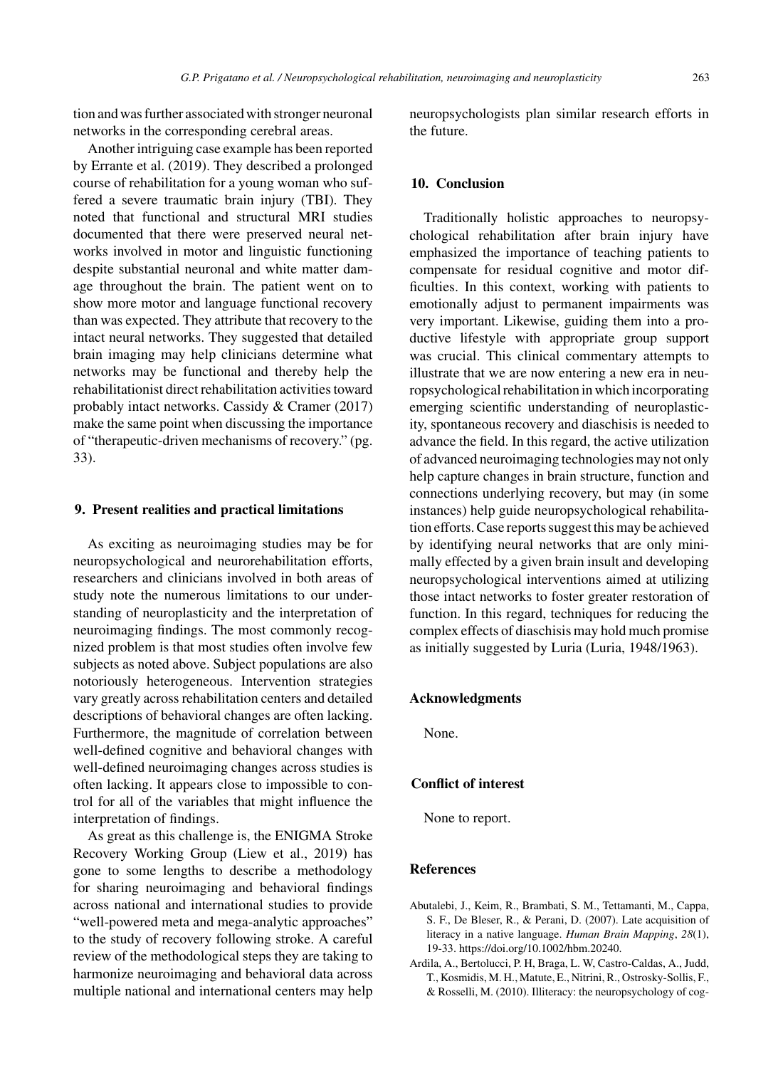tion and was further associated with stronger neuronal networks in the corresponding cerebral areas.

Another intriguing case example has been reported by Errante et al. (2019). They described a prolonged course of rehabilitation for a young woman who suffered a severe traumatic brain injury (TBI). They noted that functional and structural MRI studies documented that there were preserved neural networks involved in motor and linguistic functioning despite substantial neuronal and white matter damage throughout the brain. The patient went on to show more motor and language functional recovery than was expected. They attribute that recovery to the intact neural networks. They suggested that detailed brain imaging may help clinicians determine what networks may be functional and thereby help the rehabilitationist direct rehabilitation activities toward probably intact networks. Cassidy & Cramer (2017) make the same point when discussing the importance of "therapeutic-driven mechanisms of recovery." (pg. 33).

## 9. Present realities and practical limitations

As exciting as neuroimaging studies may be for neuropsychological and neurorehabilitation efforts, researchers and clinicians involved in both areas of study note the numerous limitations to our understanding of neuroplasticity and the interpretation of neuroimaging findings. The most commonly recognized problem is that most studies often involve few subjects as noted above. Subject populations are also notoriously heterogeneous. Intervention strategies vary greatly across rehabilitation centers and detailed descriptions of behavioral changes are often lacking. Furthermore, the magnitude of correlation between well-defined cognitive and behavioral changes with well-defined neuroimaging changes across studies is often lacking. It appears close to impossible to control for all of the variables that might influence the interpretation of findings.

As great as this challenge is, the ENIGMA Stroke Recovery Working Group (Liew et al., 2019) has gone to some lengths to describe a methodology for sharing neuroimaging and behavioral findings across national and international studies to provide "well-powered meta and mega-analytic approaches" to the study of recovery following stroke. A careful review of the methodological steps they are taking to harmonize neuroimaging and behavioral data across multiple national and international centers may help neuropsychologists plan similar research efforts in the future.

## 10. Conclusion

Traditionally holistic approaches to neuropsychological rehabilitation after brain injury have emphasized the importance of teaching patients to compensate for residual cognitive and motor difficulties. In this context, working with patients to emotionally adjust to permanent impairments was very important. Likewise, guiding them into a productive lifestyle with appropriate group support was crucial. This clinical commentary attempts to illustrate that we are now entering a new era in neuropsychological rehabilitation in which incorporating emerging scientific understanding of neuroplasticity, spontaneous recovery and diaschisis is needed to advance the field. In this regard, the active utilization of advanced neuroimaging technologies may not only help capture changes in brain structure, function and connections underlying recovery, but may (in some instances) help guide neuropsychological rehabilitation efforts. Case reports suggest this may be achieved by identifying neural networks that are only minimally effected by a given brain insult and developing neuropsychological interventions aimed at utilizing those intact networks to foster greater restoration of function. In this regard, techniques for reducing the complex effects of diaschisis may hold much promise as initially suggested by Luria (Luria, 1948/1963).

## Acknowledgments

None.

## Conflict of interest

None to report.

## References

Abutalebi, J., Keim, R., Brambati, S. M., Tettamanti, M., Cappa, S. F., De Bleser, R., & Perani, D. (2007). Late acquisition of literacy in a native language. *Human Brain Mapping*, *28*(1), 19-33. https://doi.org/10.1002/hbm.20240.

Ardila, A., Bertolucci, P. H, Braga, L. W, Castro-Caldas, A., Judd, T., Kosmidis, M. H., Matute, E., Nitrini, R., Ostrosky-Sollis, F., & Rosselli, M. (2010). Illiteracy: the neuropsychology of cog-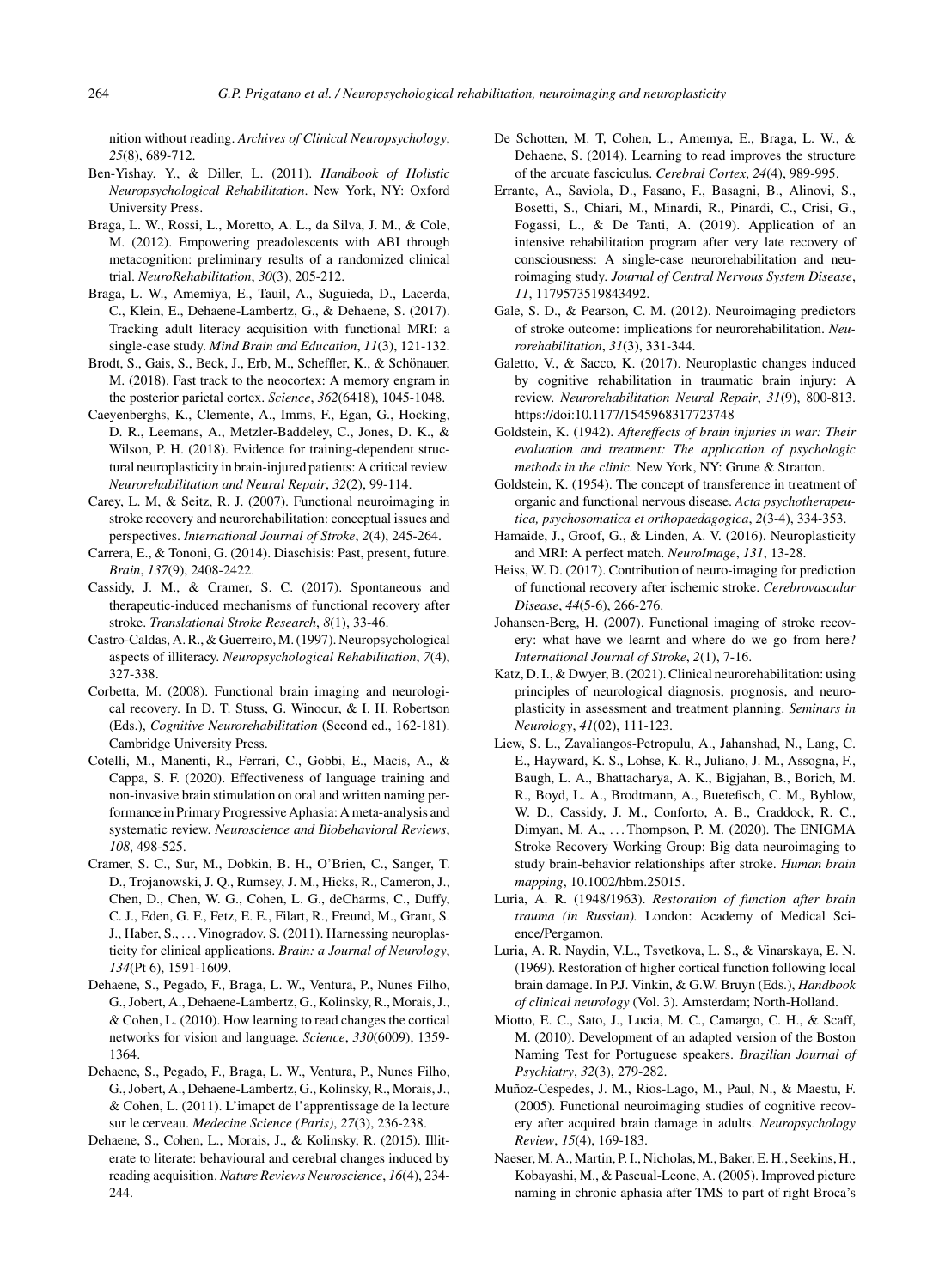nition without reading. *Archives of Clinical Neuropsychology*, *25*(8), 689-712.

Ben-Yishay, Y., & Diller, L. (2011). *Handbook of Holistic Neuropsychological Rehabilitation*. New York, NY: Oxford University Press.

Braga, L. W., Rossi, L., Moretto, A. L., da Silva, J. M., & Cole, M. (2012). Empowering preadolescents with ABI through metacognition: preliminary results of a randomized clinical trial. *NeuroRehabilitation*, *30*(3), 205-212.

Braga, L. W., Amemiya, E., Tauil, A., Suguieda, D., Lacerda, C., Klein, E., Dehaene-Lambertz, G., & Dehaene, S. (2017). Tracking adult literacy acquisition with functional MRI: a single-case study. *Mind Brain and Education*, *11*(3), 121-132.

Brodt, S., Gais, S., Beck, J., Erb, M., Scheffler, K., & Schönauer, M. (2018). Fast track to the neocortex: A memory engram in the posterior parietal cortex. *Science*, *362*(6418), 1045-1048.

Caeyenberghs, K., Clemente, A., Imms, F., Egan, G., Hocking, D. R., Leemans, A., Metzler-Baddeley, C., Jones, D. K., & Wilson, P. H. (2018). Evidence for training-dependent structural neuroplasticity in brain-injured patients: A critical review. *Neurorehabilitation and Neural Repair*, *32*(2), 99-114.

Carey, L. M, & Seitz, R. J. (2007). Functional neuroimaging in stroke recovery and neurorehabilitation: conceptual issues and perspectives. *International Journal of Stroke*, *2*(4), 245-264.

Carrera, E., & Tononi, G. (2014). Diaschisis: Past, present, future. *Brain*, *137*(9), 2408-2422.

Cassidy, J. M., & Cramer, S. C. (2017). Spontaneous and therapeutic-induced mechanisms of functional recovery after stroke. *Translational Stroke Research*, *8*(1), 33-46.

Castro-Caldas, A. R., & Guerreiro, M. (1997). Neuropsychological aspects of illiteracy. *Neuropsychological Rehabilitation*, *7*(4), 327-338.

Corbetta, M. (2008). Functional brain imaging and neurological recovery. In D. T. Stuss, G. Winocur, & I. H. Robertson (Eds.), *Cognitive Neurorehabilitation* (Second ed., 162-181). Cambridge University Press.

Cotelli, M., Manenti, R., Ferrari, C., Gobbi, E., Macis, A., & Cappa, S. F. (2020). Effectiveness of language training and non-invasive brain stimulation on oral and written naming performance in Primary Progressive Aphasia: A meta-analysis and systematic review. *Neuroscience and Biobehavioral Reviews*, *108*, 498-525.

Cramer, S. C., Sur, M., Dobkin, B. H., O'Brien, C., Sanger, T. D., Trojanowski, J. Q., Rumsey, J. M., Hicks, R., Cameron, J., Chen, D., Chen, W. G., Cohen, L. G., deCharms, C., Duffy, C. J., Eden, G. F., Fetz, E. E., Filart, R., Freund, M., Grant, S. J., Haber, S., ... Vinogradov, S. (2011). Harnessing neuroplasticity for clinical applications. *Brain: a Journal of Neurology*, *134*(Pt 6), 1591-1609.

Dehaene, S., Pegado, F., Braga, L. W., Ventura, P., Nunes Filho, G., Jobert, A., Dehaene-Lambertz, G., Kolinsky, R., Morais, J., & Cohen, L. (2010). How learning to read changes the cortical networks for vision and language. *Science*, *330*(6009), 1359-1364.

Dehaene, S., Pegado, F., Braga, L. W., Ventura, P., Nunes Filho, G., Jobert, A., Dehaene-Lambertz, G., Kolinsky, R., Morais, J., & Cohen, L. (2011). L'imapct de l'apprentissage de la lecture sur le cerveau. *Medecine Science (Paris)*, *27*(3), 236-238.

Dehaene, S., Cohen, L., Morais, J., & Kolinsky, R. (2015). Illiterate to literate: behavioural and cerebral changes induced by reading acquisition. *Nature Reviews Neuroscience*, *16*(4), 234-244.

De Schotten, M. T, Cohen, L., Amemya, E., Braga, L. W., & Dehaene, S. (2014). Learning to read improves the structure of the arcuate fasciculus. *Cerebral Cortex*, *24*(4), 989-995.

Errante, A., Saviola, D., Fasano, F., Basagni, B., Alinovi, S., Bosetti, S., Chiari, M., Minardi, R., Pinardi, C., Crisi, G., Fogassi, L., & De Tanti, A. (2019). Application of an intensive rehabilitation program after very late recovery of consciousness: A single-case neurorehabilitation and neuroimaging study. *Journal of Central Nervous System Disease*, *11*, 1179573519843492.

Gale, S. D., & Pearson, C. M. (2012). Neuroimaging predictors of stroke outcome: implications for neurorehabilitation. *Neurorehabilitation*, *31*(3), 331-344.

Galetto, V., & Sacco, K. (2017). Neuroplastic changes induced by cognitive rehabilitation in traumatic brain injury: A review. *Neurorehabilitation Neural Repair*, *31*(9), 800-813. https://doi:10.1177/1545968317723748

Goldstein, K. (1942). *Aftereffects of brain injuries in war: Their evaluation and treatment: The application of psychologic methods in the clinic*. New York, NY: Grune & Stratton.

Goldstein, K. (1954). The concept of transference in treatment of organic and functional nervous disease. *Acta psychotherapeutica, psychosomatica et orthopaedagogica*, *2*(3-4), 334-353.

Hamaide, J., Groof, G., & Linden, A. V. (2016). Neuroplasticity and MRI: A perfect match. *NeuroImage*, *131*, 13-28.

Heiss, W. D. (2017). Contribution of neuro-imaging for prediction of functional recovery after ischemic stroke. *Cerebrovascular Disease*, *44*(5-6), 266-276.

Johansen-Berg, H. (2007). Functional imaging of stroke recovery: what have we learnt and where do we go from here? *International Journal of Stroke*, *2*(1), 7-16.

Katz, D. I., & Dwyer, B. (2021). Clinical neurorehabilitation: using principles of neurological diagnosis, prognosis, and neuroplasticity in assessment and treatment planning. *Seminars in Neurology*, *41*(02), 111-123.

Liew, S. L., Zavaliangos-Petropulu, A., Jahanshad, N., Lang, C. E., Hayward, K. S., Lohse, K. R., Juliano, J. M., Assogna, F., Baugh, L. A., Bhattacharya, A. K., Bigjahan, B., Borich, M. R., Boyd, L. A., Brodtmann, A., Buetefisch, C. M., Byblow, W. D., Cassidy, J. M., Conforto, A. B., Craddock, R. C., Dimyan, M. A., ... Thompson, P. M. (2020). The ENIGMA Stroke Recovery Working Group: Big data neuroimaging to study brain-behavior relationships after stroke. *Human brain mapping*, 10.1002/hbm.25015.

Luria, A. R. (1948/1963). *Restoration of function after brain trauma (in Russian)*. London: Academy of Medical Science/Pergamon.

Luria, A. R. Naydin, V.L., Tsvetkova, L. S., & Vinarskaya, E. N. (1969). Restoration of higher cortical function following local brain damage. In P.J. Vinkin, & G.W. Bruyn (Eds.), *Handbook of clinical neurology* (Vol. 3). Amsterdam; North-Holland.

Miotto, E. C., Sato, J., Lucia, M. C., Camargo, C. H., & Scaff, M. (2010). Development of an adapted version of the Boston Naming Test for Portuguese speakers. *Brazilian Journal of Psychiatry*, *32*(3), 279-282.

Muñoz-Cespedes, J. M., Rios-Lago, M., Paul, N., & Maestu, F. (2005). Functional neuroimaging studies of cognitive recovery after acquired brain damage in adults. *Neuropsychology Review*, *15*(4), 169-183.

Naeser, M. A., Martin, P. I., Nicholas, M., Baker, E. H., Seekins, H., Kobayashi, M., & Pascual-Leone, A. (2005). Improved picture naming in chronic aphasia after TMS to part of right Broca's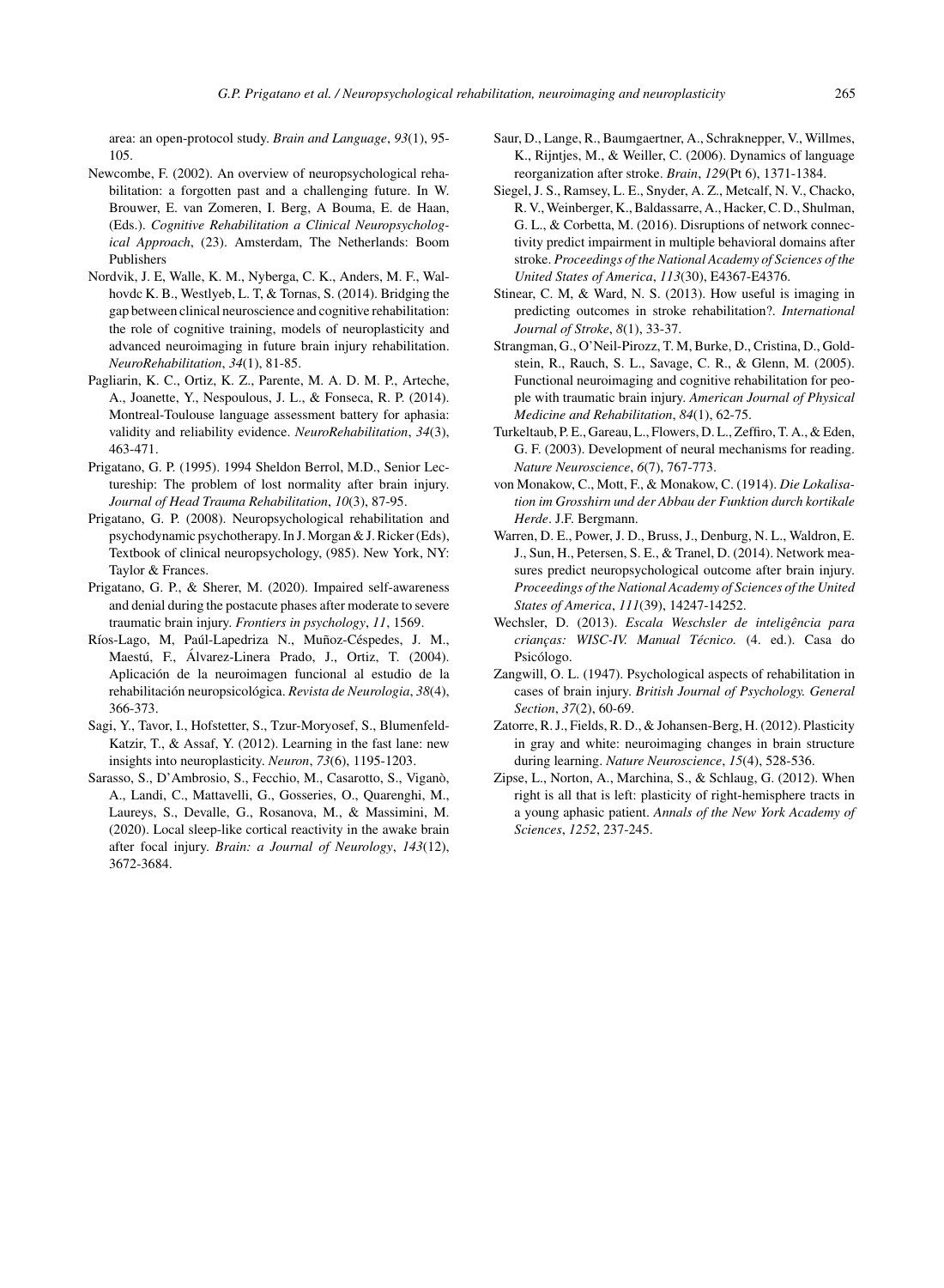area: an open-protocol study. *Brain and Language*, *93*(1), 95-105.

Newcombe, F. (2002). An overview of neuropsychological rehabilitation: a forgotten past and a challenging future. In W. Brouwer, E. van Zomeren, I. Berg, A Bouma, E. de Haan, (Eds.). *Cognitive Rehabilitation a Clinical Neuropsychological Approach*, (23). Amsterdam, The Netherlands: Boom Publishers

Nordvik, J. E, Walle, K. M., Nyberga, C. K., Anders, M. F., Walhovdc K. B., Westlyeb, L. T, & Tornas, S. (2014). Bridging the gap between clinical neuroscience and cognitive rehabilitation: the role of cognitive training, models of neuroplasticity and advanced neuroimaging in future brain injury rehabilitation. *NeuroRehabilitation*, *34*(1), 81-85.

Pagliarin, K. C., Ortiz, K. Z., Parente, M. A. D. M. P., Arteche, A., Joanette, Y., Nespoulous, J. L., & Fonseca, R. P. (2014). Montreal-Toulouse language assessment battery for aphasia: validity and reliability evidence. *NeuroRehabilitation*, *34*(3), 463-471.

Prigatano, G. P. (1995). 1994 Sheldon Berrol, M.D., Senior Lectureship: The problem of lost normality after brain injury. *Journal of Head Trauma Rehabilitation*, *10*(3), 87-95.

Prigatano, G. P. (2008). Neuropsychological rehabilitation and psychodynamic psychotherapy. In J. Morgan & J. Ricker (Eds), Textbook of clinical neuropsychology, (985). New York, NY: Taylor & Frances.

Prigatano, G. P., & Sherer, M. (2020). Impaired self-awareness and denial during the postacute phases after moderate to severe traumatic brain injury. *Frontiers in psychology*, *11*, 1569.

Ríos-Lago, M, Paúl-Lapedriza N., Muñoz-Céspedes, J. M., Maestú, F., Álvarez-Linera Prado, J., Ortiz, T. (2004). Aplicación de la neuroimagen funcional al estudio de la rehabilitación neuropsicológica. *Revista de Neurologia*, *38*(4), 366-373.

Sagi, Y., Tavor, I., Hofstetter, S., Tzur-Moryosef, S., Blumenfeld-Katzir, T., & Assaf, Y. (2012). Learning in the fast lane: new insights into neuroplasticity. *Neuron*, *73*(6), 1195-1203.

Sarasso, S., D'Ambrosio, S., Fecchio, M., Casarotto, S., Viganò, A., Landi, C., Mattavelli, G., Gosseries, O., Quarenghi, M., Laureys, S., Devalle, G., Rosanova, M., & Massimini, M. (2020). Local sleep-like cortical reactivity in the awake brain after focal injury. *Brain: a Journal of Neurology*, *143*(12), 3672-3684.

Saur, D., Lange, R., Baumgaertner, A., Schraknepper, V., Willmes, K., Rijntjes, M., & Weiller, C. (2006). Dynamics of language reorganization after stroke. *Brain*, *129*(Pt 6), 1371-1384.

Siegel, J. S., Ramsey, L. E., Snyder, A. Z., Metcalf, N. V., Chacko, R. V., Weinberger, K., Baldassarre, A., Hacker, C. D., Shulman, G. L., & Corbetta, M. (2016). Disruptions of network connectivity predict impairment in multiple behavioral domains after stroke. *Proceedings of the National Academy of Sciences of the United States of America*, *113*(30), E4367-E4376.

Stinear, C. M, & Ward, N. S. (2013). How useful is imaging in predicting outcomes in stroke rehabilitation?. *International Journal of Stroke*, *8*(1), 33-37.

Strangman, G., O'Neil-Pirozz, T. M, Burke, D., Cristina, D., Goldstein, R., Rauch, S. L., Savage, C. R., & Glenn, M. (2005). Functional neuroimaging and cognitive rehabilitation for people with traumatic brain injury. *American Journal of Physical Medicine and Rehabilitation*, *84*(1), 62-75.

Turkeltaub, P. E., Gareau, L., Flowers, D. L., Zeffiro, T. A., & Eden, G. F. (2003). Development of neural mechanisms for reading. *Nature Neuroscience*, *6*(7), 767-773.

von Monakow, C., Mott, F., & Monakow, C. (1914). *Die Lokalisation im Grosshirn und der Abbau der Funktion durch kortikale Herde*. J.F. Bergmann.

Warren, D. E., Power, J. D., Bruss, J., Denburg, N. L., Waldron, E. J., Sun, H., Petersen, S. E., & Tranel, D. (2014). Network measures predict neuropsychological outcome after brain injury. *Proceedings of the National Academy of Sciences of the United States of America*, *111*(39), 14247-14252.

Wechsler, D. (2013). *Escala Weschsler de inteligência para crianças: WISC-IV. Manual Técnico.* (4. ed.). Casa do Psicólogo.

Zangwill, O. L. (1947). Psychological aspects of rehabilitation in cases of brain injury. *British Journal of Psychology. General Section*, *37*(2), 60-69.

Zatorre, R. J., Fields, R. D., & Johansen-Berg, H. (2012). Plasticity in gray and white: neuroimaging changes in brain structure during learning. *Nature Neuroscience*, *15*(4), 528-536.

Zipse, L., Norton, A., Marchina, S., & Schlaug, G. (2012). When right is all that is left: plasticity of right-hemisphere tracts in a young aphasic patient. *Annals of the New York Academy of Sciences*, *1252*, 237-245.